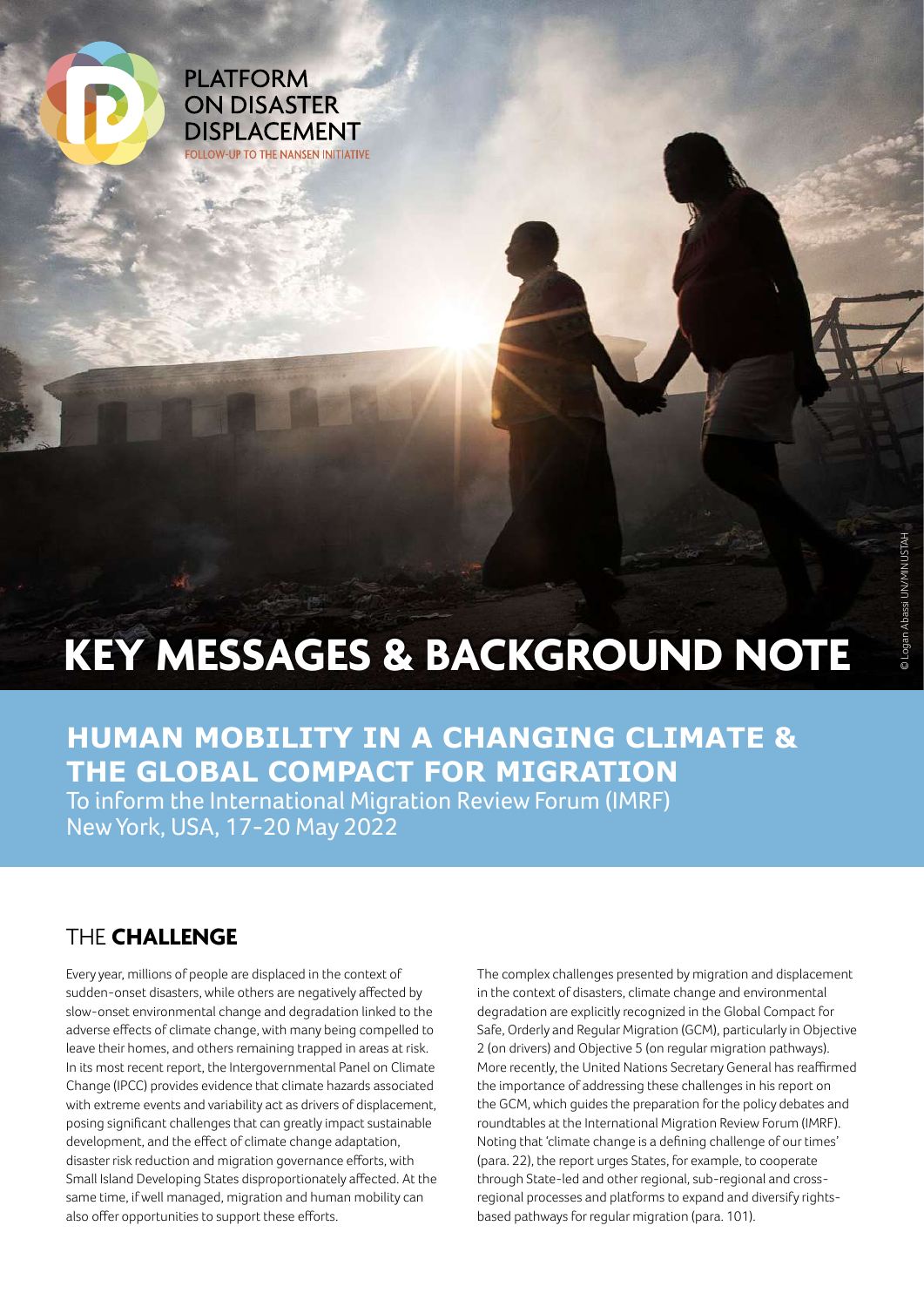PLATFORM ON DISASTER DISPLACEMENT

FOLLOW-UP TO THE NANSEN INITIATIVE

© Logan Abassi UN/MINUSTAH

# KEY MESSAGES & BACKGROUND NOTE

## HUMAN MOBILITY IN A CHANGING CLIMATE & THE GLOBAL COMPACT FOR MIGRATION

To inform the International Migration Review Forum (IMRF)
New York, USA, 17-20 May 2022

## THE **CHALLENGE**

Every year, millions of people are displaced in the context of sudden-onset disasters, while others are negatively affected by slow-onset environmental change and degradation linked to the adverse effects of climate change, with many being compelled to leave their homes, and others remaining trapped in areas at risk. In its most recent report, the Intergovernmental Panel on Climate Change (IPCC) provides evidence that climate hazards associated with extreme events and variability act as drivers of displacement, posing significant challenges that can greatly impact sustainable development, and the effect of climate change adaptation, disaster risk reduction and migration governance efforts, with Small Island Developing States disproportionately affected. At the same time, if well managed, migration and human mobility can also offer opportunities to support these efforts.

The complex challenges presented by migration and displacement in the context of disasters, climate change and environmental degradation are explicitly recognized in the Global Compact for Safe, Orderly and Regular Migration (GCM), particularly in Objective 2 (on drivers) and Objective 5 (on regular migration pathways). More recently, the United Nations Secretary General has reaffirmed the importance of addressing these challenges in his report on the GCM, which guides the preparation for the policy debates and roundtables at the International Migration Review Forum (IMRF). Noting that 'climate change is a defining challenge of our times' (para. 22), the report urges States, for example, to cooperate through State-led and other regional, sub-regional and cross-regional processes and platforms to expand and diversify rights-based pathways for regular migration (para. 101).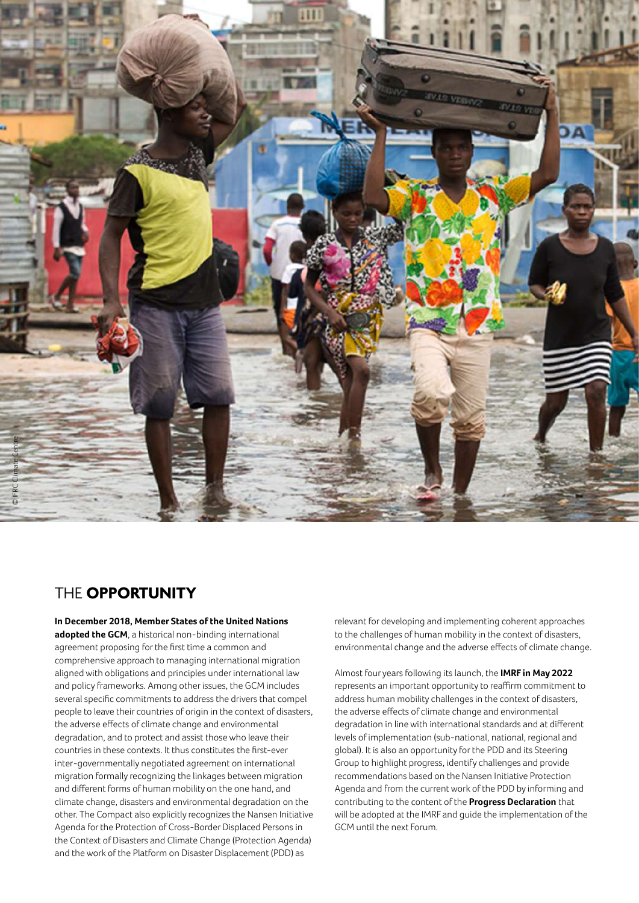## THE **OPPORTUNITY**

**In December 2018, Member States of the United Nations adopted the GCM**, a historical non-binding international agreement proposing for the first time a common and comprehensive approach to managing international migration aligned with obligations and principles under international law and policy frameworks. Among other issues, the GCM includes several specific commitments to address the drivers that compel people to leave their countries of origin in the context of disasters, the adverse effects of climate change and environmental degradation, and to protect and assist those who leave their countries in these contexts. It thus constitutes the first-ever inter-governmentally negotiated agreement on international migration formally recognizing the linkages between migration and different forms of human mobility on the one hand, and climate change, disasters and environmental degradation on the other. The Compact also explicitly recognizes the Nansen Initiative Agenda for the Protection of Cross-Border Displaced Persons in the Context of Disasters and Climate Change (Protection Agenda) and the work of the Platform on Disaster Displacement (PDD) as relevant for developing and implementing coherent approaches to the challenges of human mobility in the context of disasters, environmental change and the adverse effects of climate change.

Almost four years following its launch, the **IMRF in May 2022** represents an important opportunity to reaffirm commitment to address human mobility challenges in the context of disasters, the adverse effects of climate change and environmental degradation in line with international standards and at different levels of implementation (sub-national, national, regional and global). It is also an opportunity for the PDD and its Steering Group to highlight progress, identify challenges and provide recommendations based on the Nansen Initiative Protection Agenda and from the current work of the PDD by informing and contributing to the content of the **Progress Declaration** that will be adopted at the IMRF and guide the implementation of the GCM until the next Forum.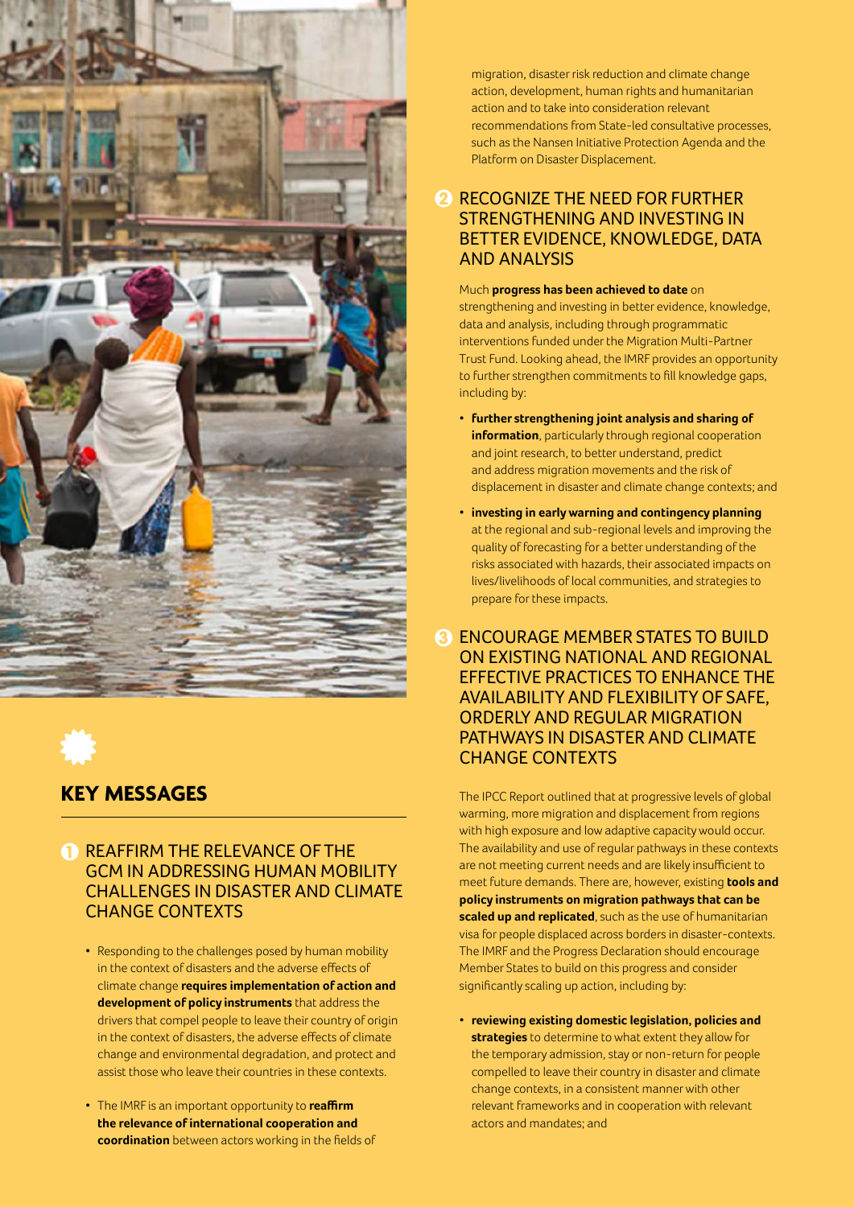## KEY MESSAGES

### 1 REAFFIRM THE RELEVANCE OF THE GCM IN ADDRESSING HUMAN MOBILITY CHALLENGES IN DISASTER AND CLIMATE CHANGE CONTEXTS

- Responding to the challenges posed by human mobility in the context of disasters and the adverse effects of climate change **requires implementation of action and development of policy instruments** that address the drivers that compel people to leave their country of origin in the context of disasters, the adverse effects of climate change and environmental degradation, and protect and assist those who leave their countries in these contexts.

- The IMRF is an important opportunity to **reaffirm the relevance of international cooperation and coordination** between actors working in the fields of migration, disaster risk reduction and climate change action, development, human rights and humanitarian action and to take into consideration relevant recommendations from State-led consultative processes, such as the Nansen Initiative Protection Agenda and the Platform on Disaster Displacement.

### 2 RECOGNIZE THE NEED FOR FURTHER STRENGTHENING AND INVESTING IN BETTER EVIDENCE, KNOWLEDGE, DATA AND ANALYSIS

Much **progress has been achieved to date** on strengthening and investing in better evidence, knowledge, data and analysis, including through programmatic interventions funded under the Migration Multi-Partner Trust Fund. Looking ahead, the IMRF provides an opportunity to further strengthen commitments to fill knowledge gaps, including by:

- **further strengthening joint analysis and sharing of information**, particularly through regional cooperation and joint research, to better understand, predict and address migration movements and the risk of displacement in disaster and climate change contexts; and

- **investing in early warning and contingency planning** at the regional and sub-regional levels and improving the quality of forecasting for a better understanding of the risks associated with hazards, their associated impacts on lives/livelihoods of local communities, and strategies to prepare for these impacts.

### 3 ENCOURAGE MEMBER STATES TO BUILD ON EXISTING NATIONAL AND REGIONAL EFFECTIVE PRACTICES TO ENHANCE THE AVAILABILITY AND FLEXIBILITY OF SAFE, ORDERLY AND REGULAR MIGRATION PATHWAYS IN DISASTER AND CLIMATE CHANGE CONTEXTS

The IPCC Report outlined that at progressive levels of global warming, more migration and displacement from regions with high exposure and low adaptive capacity would occur. The availability and use of regular pathways in these contexts are not meeting current needs and are likely insufficient to meet future demands. There are, however, existing **tools and policy instruments on migration pathways that can be scaled up and replicated**, such as the use of humanitarian visa for people displaced across borders in disaster-contexts. The IMRF and the Progress Declaration should encourage Member States to build on this progress and consider significantly scaling up action, including by:

- **reviewing existing domestic legislation, policies and strategies** to determine to what extent they allow for the temporary admission, stay or non-return for people compelled to leave their country in disaster and climate change contexts, in a consistent manner with other relevant frameworks and in cooperation with relevant actors and mandates; and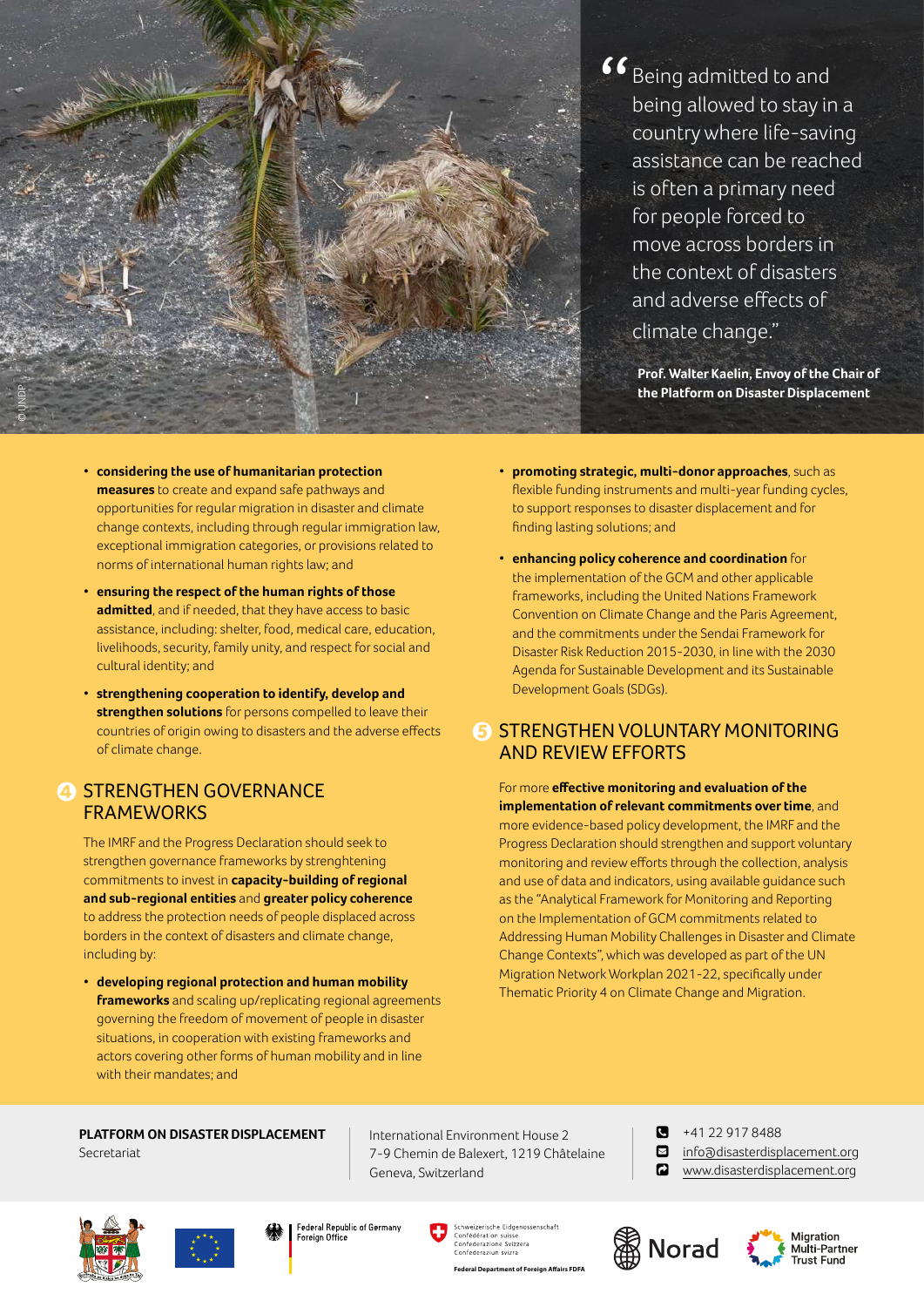> "Being admitted to and being allowed to stay in a country where life-saving assistance can be reached is often a primary need for people forced to move across borders in the context of disasters and adverse effects of climate change."
>
> **Prof. Walter Kaelin, Envoy of the Chair of the Platform on Disaster Displacement**

©UNDP

- **considering the use of humanitarian protection measures** to create and expand safe pathways and opportunities for regular migration in disaster and climate change contexts, including through regular immigration law, exceptional immigration categories, or provisions related to norms of international human rights law; and
- **ensuring the respect of the human rights of those admitted**, and if needed, that they have access to basic assistance, including: shelter, food, medical care, education, livelihoods, security, family unity, and respect for social and cultural identity; and
- **strengthening cooperation to identify, develop and strengthen solutions** for persons compelled to leave their countries of origin owing to disasters and the adverse effects of climate change.

## 4 STRENGTHEN GOVERNANCE FRAMEWORKS

The IMRF and the Progress Declaration should seek to strengthen governance frameworks by strengthening commitments to invest in **capacity-building of regional and sub-regional entities** and **greater policy coherence** to address the protection needs of people displaced across borders in the context of disasters and climate change, including by:

- **developing regional protection and human mobility frameworks** and scaling up/replicating regional agreements governing the freedom of movement of people in disaster situations, in cooperation with existing frameworks and actors covering other forms of human mobility and in line with their mandates; and
- **promoting strategic, multi-donor approaches**, such as flexible funding instruments and multi-year funding cycles, to support responses to disaster displacement and for finding lasting solutions; and
- **enhancing policy coherence and coordination** for the implementation of the GCM and other applicable frameworks, including the United Nations Framework Convention on Climate Change and the Paris Agreement, and the commitments under the Sendai Framework for Disaster Risk Reduction 2015-2030, in line with the 2030 Agenda for Sustainable Development and its Sustainable Development Goals (SDGs).

## 5 STRENGTHEN VOLUNTARY MONITORING AND REVIEW EFFORTS

For more **effective monitoring and evaluation of the implementation of relevant commitments over time**, and more evidence-based policy development, the IMRF and the Progress Declaration should strengthen and support voluntary monitoring and review efforts through the collection, analysis and use of data and indicators, using available guidance such as the "Analytical Framework for Monitoring and Reporting on the Implementation of GCM commitments related to Addressing Human Mobility Challenges in Disaster and Climate Change Contexts", which was developed as part of the UN Migration Network Workplan 2021-22, specifically under Thematic Priority 4 on Climate Change and Migration.

**PLATFORM ON DISASTER DISPLACEMENT**
Secretariat

International Environment House 2
7-9 Chemin de Balexert, 1219 Châtelaine
Geneva, Switzerland

+41 22 917 8488
info@disasterdisplacement.org
www.disasterdisplacement.org

Federal Republic of Germany Foreign Office

Schweizerische Eidgenossenschaft
Confédération suisse
Confederazione Svizzera
Confederaziun svizra
Federal Department of Foreign Affairs FDFA

Norad

Migration Multi-Partner Trust Fund